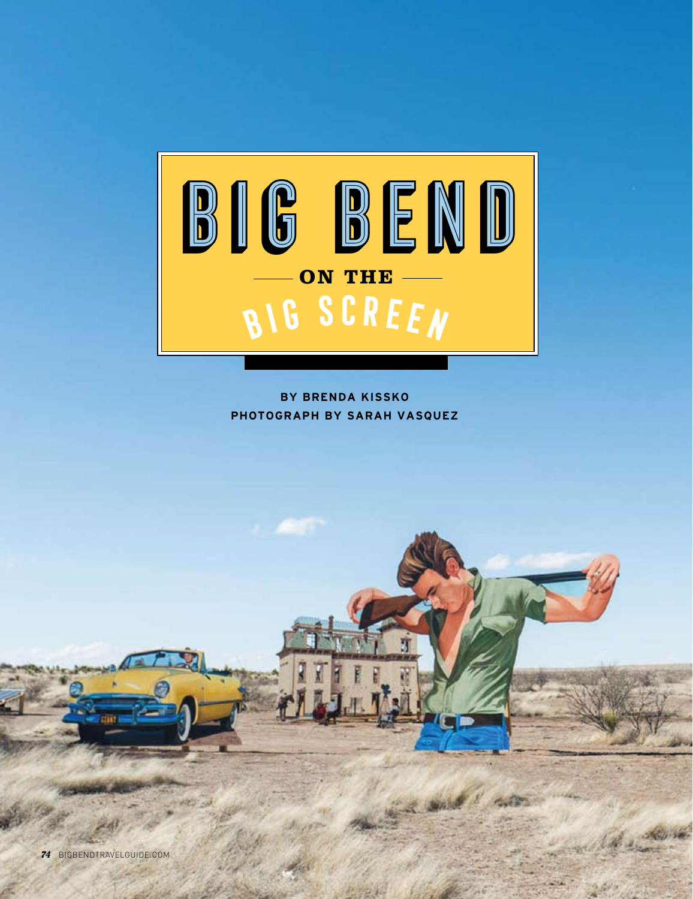# BIG BEND ON THE BIG SCREEN

**BY BRENDA KISSKO**
**PHOTOGRAPH BY SARAH VASQUEZ**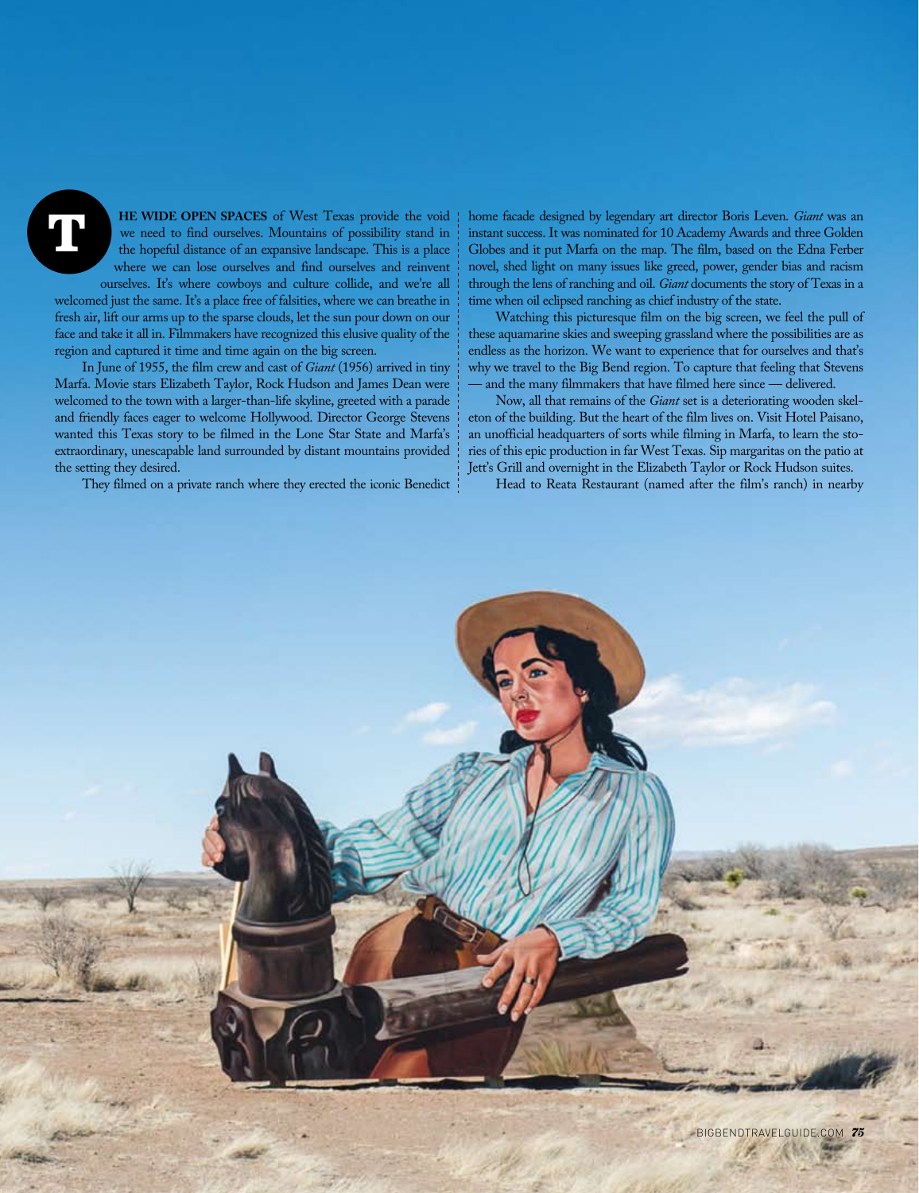**THE WIDE OPEN SPACES** of West Texas provide the void we need to find ourselves. Mountains of possibility stand in the hopeful distance of an expansive landscape. This is a place where we can lose ourselves and find ourselves and reinvent ourselves. It's where cowboys and culture collide, and we're all welcomed just the same. It's a place free of falsities, where we can breathe in fresh air, lift our arms up to the sparse clouds, let the sun pour down on our face and take it all in. Filmmakers have recognized this elusive quality of the region and captured it time and time again on the big screen.

In June of 1955, the film crew and cast of *Giant* (1956) arrived in tiny Marfa. Movie stars Elizabeth Taylor, Rock Hudson and James Dean were welcomed to the town with a larger-than-life skyline, greeted with a parade and friendly faces eager to welcome Hollywood. Director George Stevens wanted this Texas story to be filmed in the Lone Star State and Marfa's extraordinary, unescapable land surrounded by distant mountains provided the setting they desired.

They filmed on a private ranch where they erected the iconic Benedict home facade designed by legendary art director Boris Leven. *Giant* was an instant success. It was nominated for 10 Academy Awards and three Golden Globes and it put Marfa on the map. The film, based on the Edna Ferber novel, shed light on many issues like greed, power, gender bias and racism through the lens of ranching and oil. *Giant* documents the story of Texas in a time when oil eclipsed ranching as chief industry of the state.

Watching this picturesque film on the big screen, we feel the pull of these aquamarine skies and sweeping grassland where the possibilities are as endless as the horizon. We want to experience that for ourselves and that's why we travel to the Big Bend region. To capture that feeling that Stevens — and the many filmmakers that have filmed here since — delivered.

Now, all that remains of the *Giant* set is a deteriorating wooden skeleton of the building. But the heart of the film lives on. Visit Hotel Paisano, an unofficial headquarters of sorts while filming in Marfa, to learn the stories of this epic production in far West Texas. Sip margaritas on the patio at Jett's Grill and overnight in the Elizabeth Taylor or Rock Hudson suites.

Head to Reata Restaurant (named after the film's ranch) in nearby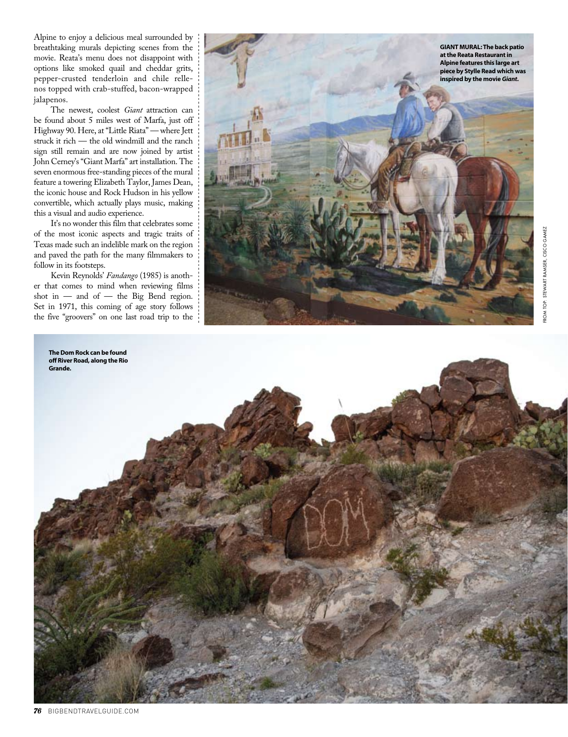Alpine to enjoy a delicious meal surrounded by breathtaking murals depicting scenes from the movie. Reata's menu does not disappoint with options like smoked quail and cheddar grits, pepper-crusted tenderloin and chile rellenos topped with crab-stuffed, bacon-wrapped jalapenos.

The newest, coolest *Giant* attraction can be found about 5 miles west of Marfa, just off Highway 90. Here, at "Little Riata" — where Jett struck it rich — the old windmill and the ranch sign still remain and are now joined by artist John Cerney's "Giant Marfa" art installation. The seven enormous free-standing pieces of the mural feature a towering Elizabeth Taylor, James Dean, the iconic house and Rock Hudson in his yellow convertible, which actually plays music, making this a visual and audio experience.

It's no wonder this film that celebrates some of the most iconic aspects and tragic traits of Texas made such an indelible mark on the region and paved the path for the many filmmakers to follow in its footsteps.

Kevin Reynolds' *Fandango* (1985) is another that comes to mind when reviewing films shot in — and of — the Big Bend region. Set in 1971, this coming of age story follows the five "groovers" on one last road trip to the

**GIANT MURAL: The back patio at the Reata Restaurant in Alpine features this large art piece by Stylle Read which was inspired by the movie *Giant*.**

FROM TOP: STEWART RAMSER, CISCO GAMEZ

**The Dom Rock can be found off River Road, along the Rio Grande.**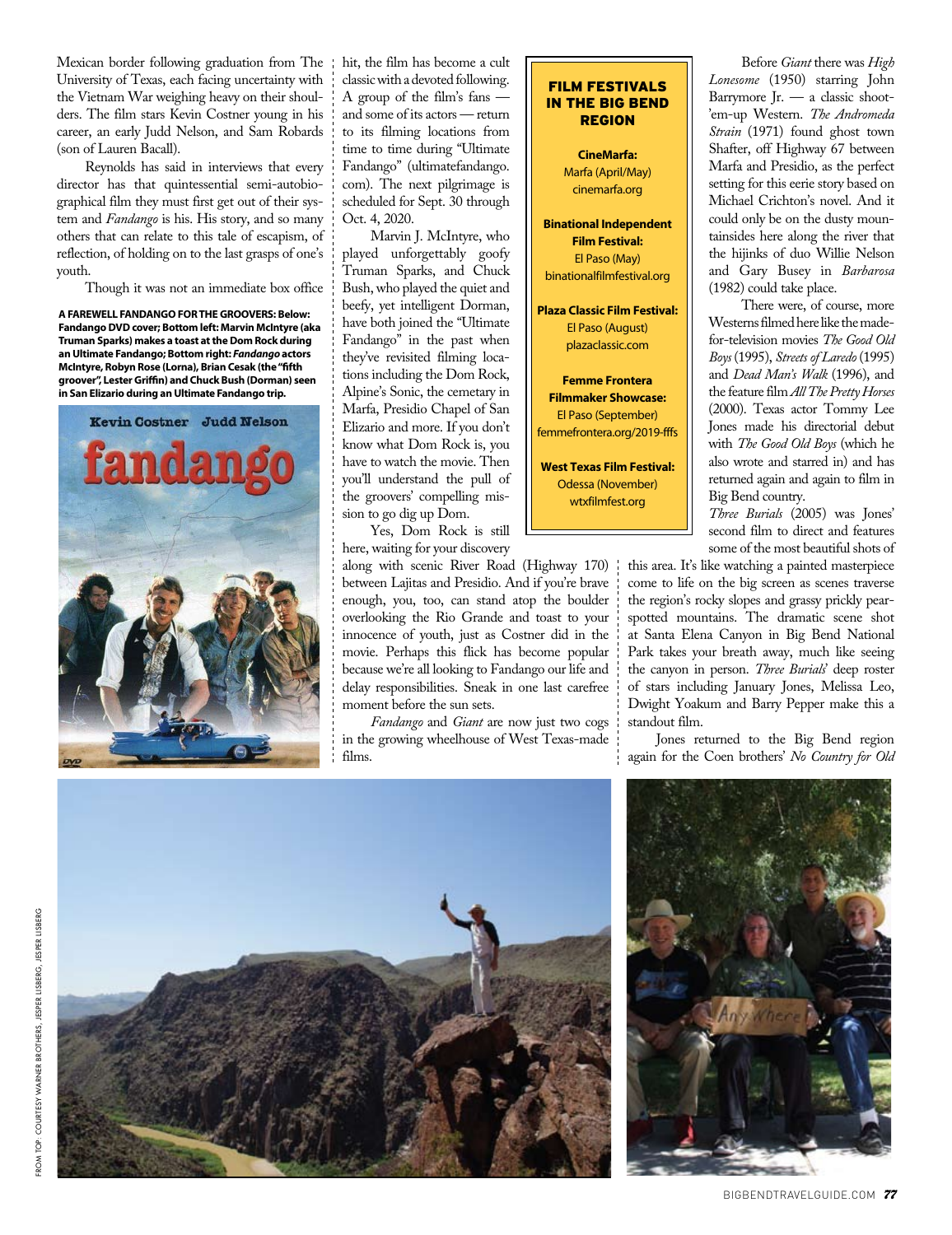Mexican border following graduation from The University of Texas, each facing uncertainty with the Vietnam War weighing heavy on their shoulders. The film stars Kevin Costner young in his career, an early Judd Nelson, and Sam Robards (son of Lauren Bacall).

Reynolds has said in interviews that every director has that quintessential semi-autobiographical film they must first get out of their system and *Fandango* is his. His story, and so many others that can relate to this tale of escapism, of reflection, of holding on to the last grasps of one's youth.

Though it was not an immediate box office hit, the film has become a cult classic with a devoted following. A group of the film's fans — and some of its actors — return to its filming locations from time to time during "Ultimate Fandango" (ultimatefandango.com). The next pilgrimage is scheduled for Sept. 30 through Oct. 4, 2020.

Marvin J. McIntyre, who played unforgettably goofy Truman Sparks, and Chuck Bush, who played the quiet and beefy, yet intelligent Dorman, have both joined the "Ultimate Fandango" in the past when they've revisited filming locations including the Dom Rock, Alpine's Sonic, the cemetary in Marfa, Presidio Chapel of San Elizario and more. If you don't know what Dom Rock is, you have to watch the movie. Then you'll understand the pull of the groovers' compelling mission to go dig up Dom.

Yes, Dom Rock is still here, waiting for your discovery along with scenic River Road (Highway 170) between Lajitas and Presidio. And if you're brave enough, you, too, can stand atop the boulder overlooking the Rio Grande and toast to your innocence of youth, just as Costner did in the movie. Perhaps this flick has become popular because we're all looking to Fandango our life and delay responsibilities. Sneak in one last carefree moment before the sun sets.

*Fandango* and *Giant* are now just two cogs in the growing wheelhouse of West Texas-made films.

**A FAREWELL FANDANGO FOR THE GROOVERS: Below: Fandango DVD cover; Bottom left: Marvin McIntyre (aka Truman Sparks) makes a toast at the Dom Rock during an Ultimate Fandango; Bottom right: *Fandango* actors McIntyre, Robyn Rose (Lorna), Brian Cesak (the "fifth groover", Lester Griffin) and Chuck Bush (Dorman) seen in San Elizario during an Ultimate Fandango trip.**

## FILM FESTIVALS IN THE BIG BEND REGION

**CineMarfa:**
Marfa (April/May)
cinemarfa.org

**Binational Independent Film Festival:**
El Paso (May)
binationalfilmfestival.org

**Plaza Classic Film Festival:**
El Paso (August)
plazaclassic.com

**Femme Frontera Filmmaker Showcase:**
El Paso (September)
femmefrontera.org/2019-fffs

**West Texas Film Festival:**
Odessa (November)
wtxfilmfest.org

Before *Giant* there was *High Lonesome* (1950) starring John Barrymore Jr. — a classic shoot-'em-up Western. *The Andromeda Strain* (1971) found ghost town Shafter, off Highway 67 between Marfa and Presidio, as the perfect setting for this eerie story based on Michael Crichton's novel. And it could only be on the dusty mountainsides here along the river that the hijinks of duo Willie Nelson and Gary Busey in *Barbarosa* (1982) could take place.

There were, of course, more Westerns filmed here like the made-for-television movies *The Good Old Boys* (1995), *Streets of Laredo* (1995) and *Dead Man's Walk* (1996), and the feature film *All The Pretty Horses* (2000). Texas actor Tommy Lee Jones made his directorial debut with *The Good Old Boys* (which he also wrote and starred in) and has returned again and again to film in Big Bend country.

*Three Burials* (2005) was Jones' second film to direct and features some of the most beautiful shots of this area. It's like watching a painted masterpiece come to life on the big screen as scenes traverse the region's rocky slopes and grassy prickly pear-spotted mountains. The dramatic scene shot at Santa Elena Canyon in Big Bend National Park takes your breath away, much like seeing the canyon in person. *Three Burials*' deep roster of stars including January Jones, Melissa Leo, Dwight Yoakum and Barry Pepper make this a standout film.

Jones returned to the Big Bend region again for the Coen brothers' *No Country for Old*

FROM TOP: COURTESY WARNER BROTHERS, JESPER LISBERG, JESPER LISBERG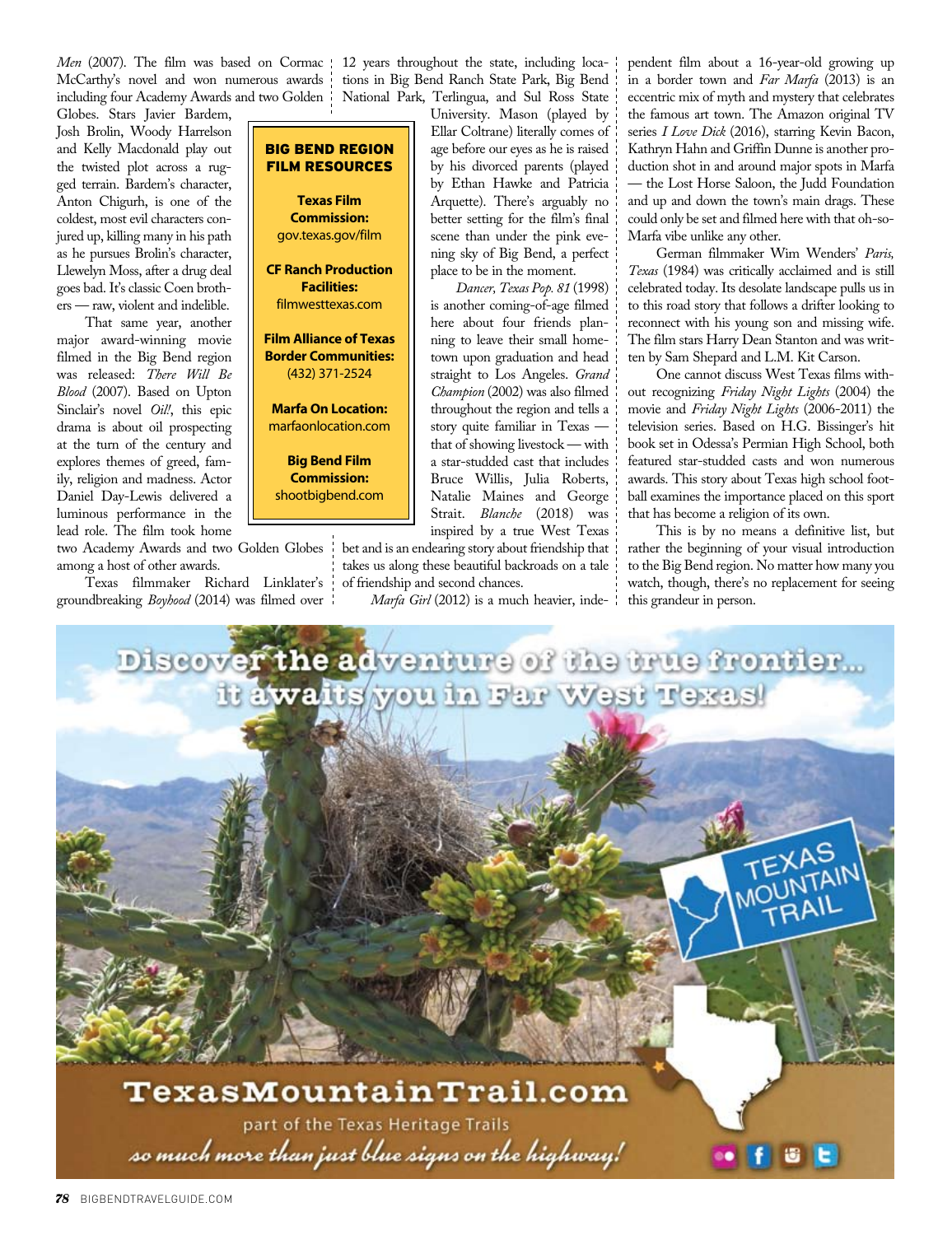*Men* (2007). The film was based on Cormac McCarthy's novel and won numerous awards including four Academy Awards and two Golden Globes. Stars Javier Bardem, Josh Brolin, Woody Harrelson and Kelly Macdonald play out the twisted plot across a rugged terrain. Bardem's character, Anton Chigurh, is one of the coldest, most evil characters conjured up, killing many in his path as he pursues Brolin's character, Llewelyn Moss, after a drug deal goes bad. It's classic Coen brothers — raw, violent and indelible.

That same year, another major award-winning movie filmed in the Big Bend region was released: *There Will Be Blood* (2007). Based on Upton Sinclair's novel *Oil!*, this epic drama is about oil prospecting at the turn of the century and explores themes of greed, family, religion and madness. Actor Daniel Day-Lewis delivered a luminous performance in the lead role. The film took home two Academy Awards and two Golden Globes among a host of other awards.

Texas filmmaker Richard Linklater's groundbreaking *Boyhood* (2014) was filmed over 12 years throughout the state, including locations in Big Bend Ranch State Park, Big Bend National Park, Terlingua, and Sul Ross State University. Mason (played by Ellar Coltrane) literally comes of age before our eyes as he is raised by his divorced parents (played by Ethan Hawke and Patricia Arquette). There's arguably no better setting for the film's final scene than under the pink evening sky of Big Bend, a perfect place to be in the moment.

*Dancer, Texas Pop. 81* (1998) is another coming-of-age filmed here about four friends planning to leave their small hometown upon graduation and head straight to Los Angeles. *Grand Champion* (2002) was also filmed throughout the region and tells a story quite familiar in Texas — that of showing livestock — with a star-studded cast that includes Bruce Willis, Julia Roberts, Natalie Maines and George Strait. *Blanche* (2018) was inspired by a true West Texas bet and is an endearing story about friendship that takes us along these beautiful backroads on a tale of friendship and second chances.

*Marfa Girl* (2012) is a much heavier, independent film about a 16-year-old growing up in a border town and *Far Marfa* (2013) is an eccentric mix of myth and mystery that celebrates the famous art town. The Amazon original TV series *I Love Dick* (2016), starring Kevin Bacon, Kathryn Hahn and Griffin Dunne is another production shot in and around major spots in Marfa — the Lost Horse Saloon, the Judd Foundation and up and down the town's main drags. These could only be set and filmed here with that oh-so-Marfa vibe unlike any other.

German filmmaker Wim Wenders' *Paris, Texas* (1984) was critically acclaimed and is still celebrated today. Its desolate landscape pulls us in to this road story that follows a drifter looking to reconnect with his young son and missing wife. The film stars Harry Dean Stanton and was written by Sam Shepard and L.M. Kit Carson.

One cannot discuss West Texas films without recognizing *Friday Night Lights* (2004) the movie and *Friday Night Lights* (2006-2011) the television series. Based on H.G. Bissinger's hit book set in Odessa's Permian High School, both featured star-studded casts and won numerous awards. This story about Texas high school football examines the importance placed on this sport that has become a religion of its own.

This is by no means a definitive list, but rather the beginning of your visual introduction to the Big Bend region. No matter how many you watch, though, there's no replacement for seeing this grandeur in person.

## BIG BEND REGION FILM RESOURCES

**Texas Film Commission:**
gov.texas.gov/film

**CF Ranch Production Facilities:**
filmwesttexas.com

**Film Alliance of Texas Border Communities:**
(432) 371-2524

**Marfa On Location:**
marfaonlocation.com

**Big Bend Film Commission:**
shootbigbend.com

Discover the adventure of the true frontier... it awaits you in Far West Texas!

TEXAS MOUNTAIN TRAIL

TexasMountainTrail.com

part of the Texas Heritage Trails

*so much more than just blue signs on the highway!*